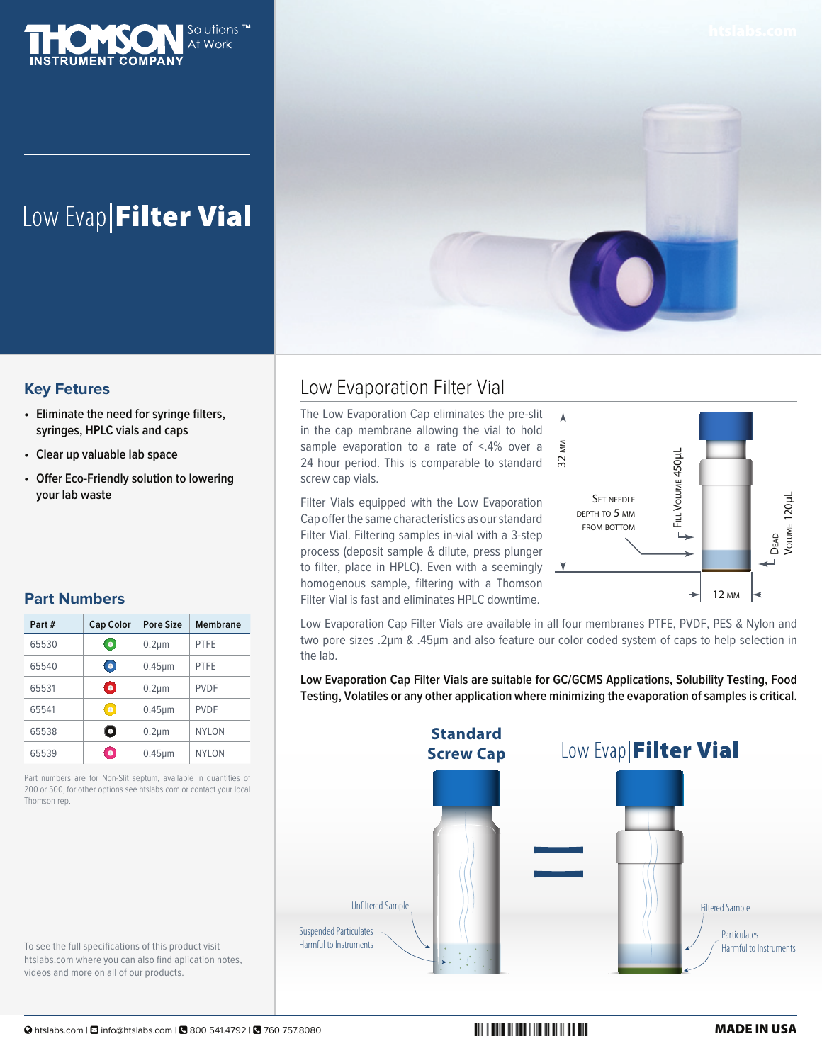# Low Evap | Filter Vial

## Key Fetures

- Eliminate the need for syringe filters, syringes, HPLC vials and caps
- Clear up valuable lab space
- Offer Eco-Friendly solution to lowering your lab waste

## Part Numbers

| Part # | Cap Color | Pore Size | Membrane |
|---|---|---|---|
| 65530 | Green | 0.2µm | PTFE |
| 65540 | Blue | 0.45µm | PTFE |
| 65531 | Red | 0.2µm | PVDF |
| 65541 | Yellow | 0.45µm | PVDF |
| 65538 | Black | 0.2µm | NYLON |
| 65539 | Pink | 0.45µm | NYLON |

Part numbers are for Non-Slit septum, available in quantities of 200 or 500, for other options see htslabs.com or contact your local Thomson rep.

To see the full specifications of this product visit htslabs.com where you can also find aplication notes, videos and more on all of our products.

## Low Evaporation Filter Vial

The Low Evaporation Cap eliminates the pre-slit in the cap membrane allowing the vial to hold sample evaporation to a rate of <.4% over a 24 hour period. This is comparable to standard screw cap vials.

Filter Vials equipped with the Low Evaporation Cap offer the same characteristics as our standard Filter Vial. Filtering samples in-vial with a 3-step process (deposit sample & dilute, press plunger to filter, place in HPLC). Even with a seemingly homogenous sample, filtering with a Thomson Filter Vial is fast and eliminates HPLC downtime.

32 mm | Set needle depth to 5 mm from bottom | Fill Volume 450µL | Dead Volume 120µL | 12 mm

Low Evaporation Cap Filter Vials are available in all four membranes PTFE, PVDF, PES & Nylon and two pore sizes .2µm & .45µm and also feature our color coded system of caps to help selection in the lab.

**Low Evaporation Cap Filter Vials are suitable for GC/GCMS Applications, Solubility Testing, Food Testing, Volatiles or any other application where minimizing the evaporation of samples is critical.**

**Standard Screw Cap** = Low Evap | **Filter Vial**

Unfiltered Sample — Suspended Particulates Harmful to Instruments

Filtered Sample — Particulates Harmful to Instruments

htslabs.com | info@htslabs.com | 800 541.4792 | 760 757.8080

**MADE IN USA**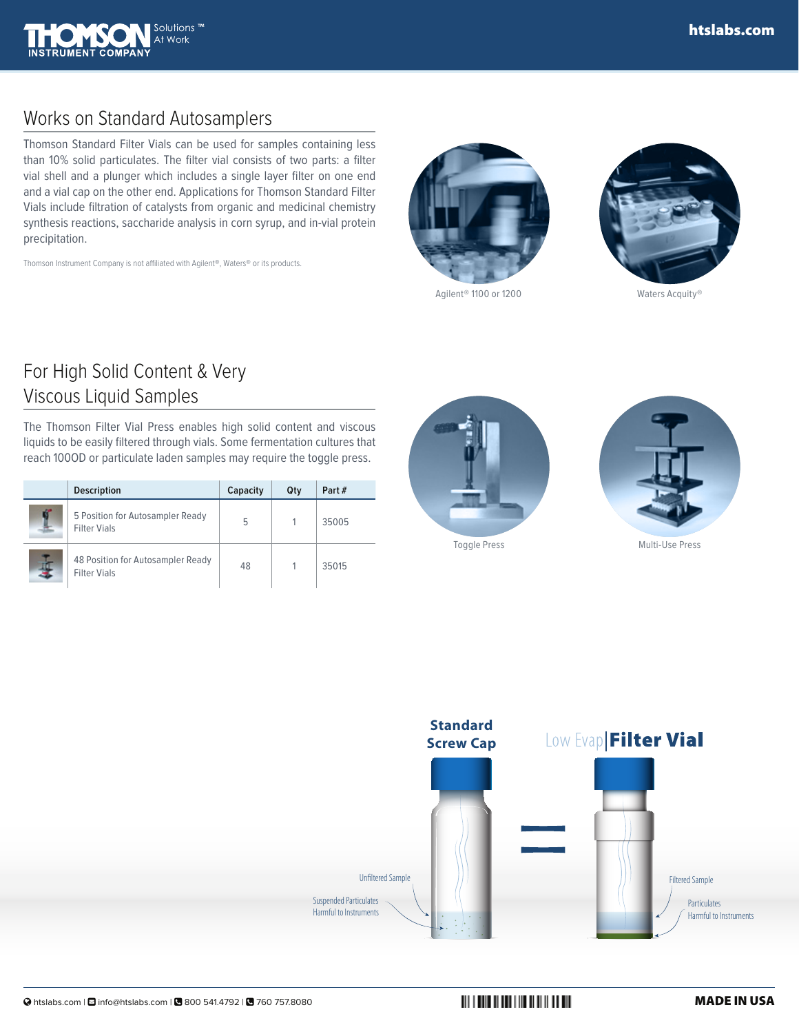## Works on Standard Autosamplers

Thomson Standard Filter Vials can be used for samples containing less than 10% solid particulates. The filter vial consists of two parts: a filter vial shell and a plunger which includes a single layer filter on one end and a vial cap on the other end. Applications for Thomson Standard Filter Vials include filtration of catalysts from organic and medicinal chemistry synthesis reactions, saccharide analysis in corn syrup, and in-vial protein precipitation.

Thomson Instrument Company is not affiliated with Agilent®, Waters® or its products.

Agilent® 1100 or 1200

Waters Acquity®

## For High Solid Content & Very Viscous Liquid Samples

The Thomson Filter Vial Press enables high solid content and viscous liquids to be easily filtered through vials. Some fermentation cultures that reach 100OD or particulate laden samples may require the toggle press.

| | Description | Capacity | Qty | Part # |
|---|---|---|---|---|
| | 5 Position for Autosampler Ready Filter Vials | 5 | 1 | 35005 |
| | 48 Position for Autosampler Ready Filter Vials | 48 | 1 | 35015 |

Toggle Press

Multi-Use Press

**Standard Screw Cap**

Low Evap | **Filter Vial**

Unfiltered Sample

Suspended Particulates Harmful to Instruments

Filtered Sample

Particulates Harmful to Instruments

htslabs.com | info@htslabs.com | 800 541.4792 | 760 757.8080

**MADE IN USA**